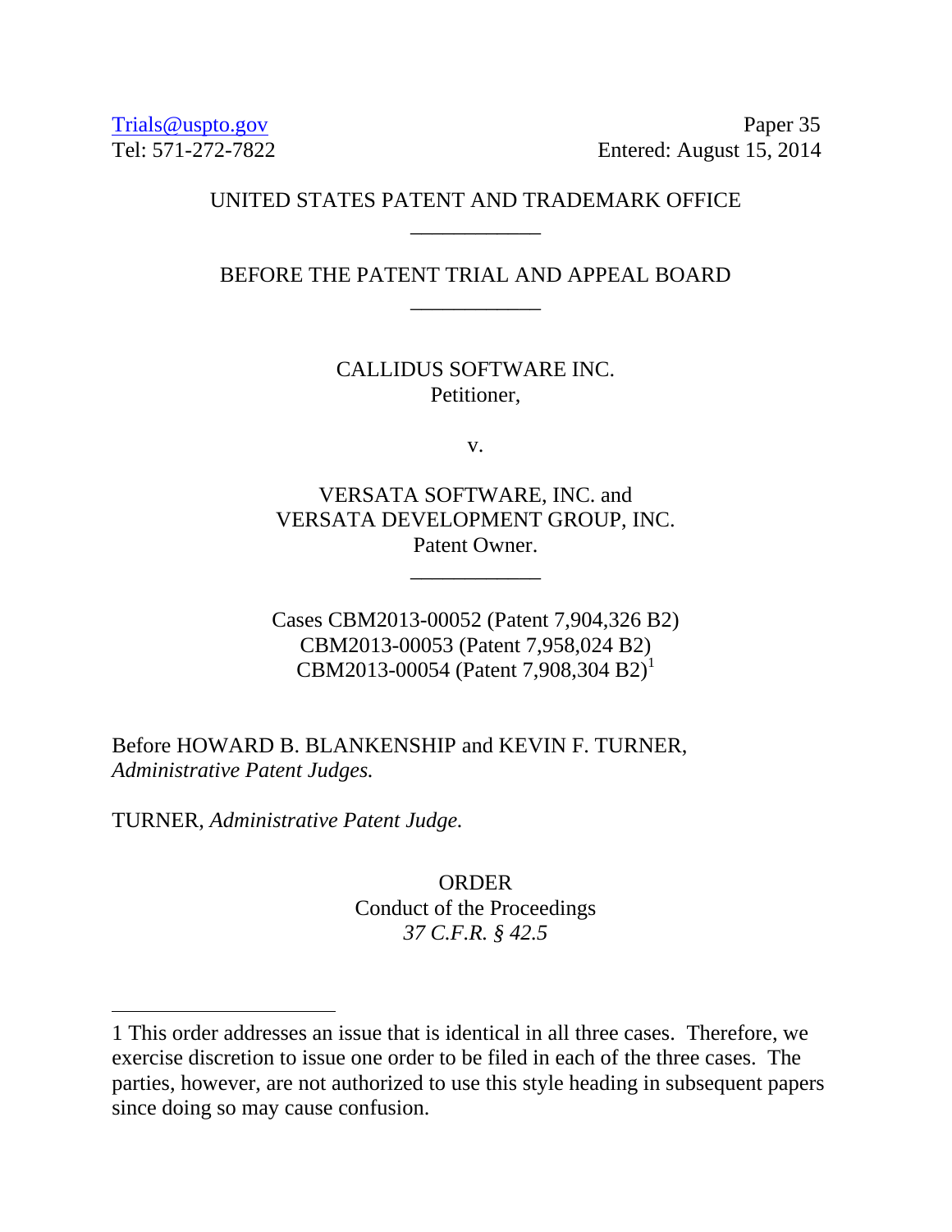Trials@uspto.gov
Tel: 571-272-7822

Paper 35
Entered: August 15, 2014

UNITED STATES PATENT AND TRADEMARK OFFICE

____________

BEFORE THE PATENT TRIAL AND APPEAL BOARD

____________

CALLIDUS SOFTWARE INC.
Petitioner,

v.

VERSATA SOFTWARE, INC. and
VERSATA DEVELOPMENT GROUP, INC.
Patent Owner.

____________

Cases CBM2013-00052 (Patent 7,904,326 B2)
CBM2013-00053 (Patent 7,958,024 B2)
CBM2013-00054 (Patent 7,908,304 B2)[1]

Before HOWARD B. BLANKENSHIP and KEVIN F. TURNER, *Administrative Patent Judges.*

TURNER, *Administrative Patent Judge.*

ORDER
Conduct of the Proceedings
*37 C.F.R. § 42.5*

---

1 This order addresses an issue that is identical in all three cases. Therefore, we exercise discretion to issue one order to be filed in each of the three cases. The parties, however, are not authorized to use this style heading in subsequent papers since doing so may cause confusion.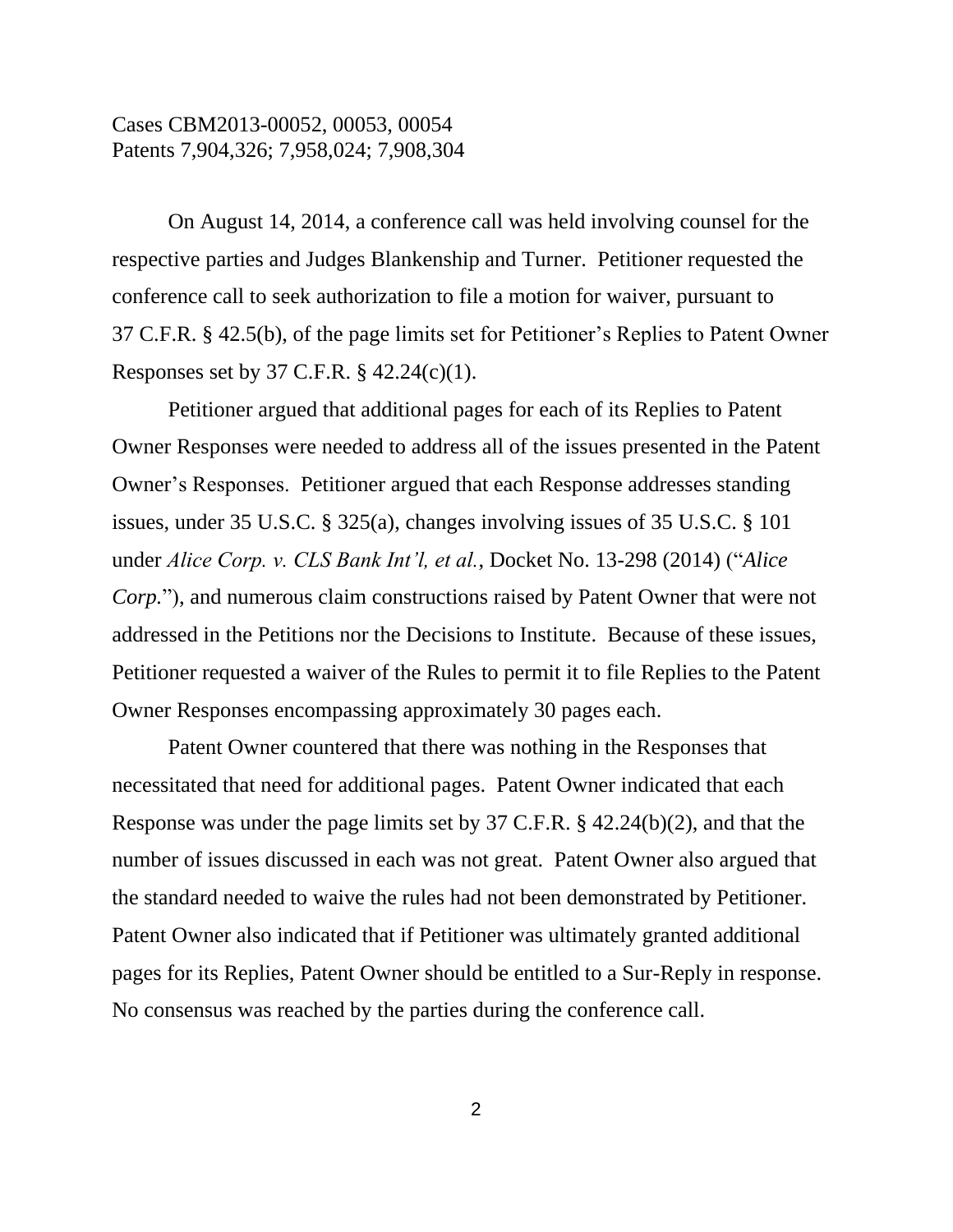On August 14, 2014, a conference call was held involving counsel for the respective parties and Judges Blankenship and Turner. Petitioner requested the conference call to seek authorization to file a motion for waiver, pursuant to 37 C.F.R. § 42.5(b), of the page limits set for Petitioner's Replies to Patent Owner Responses set by 37 C.F.R. § 42.24(c)(1).

Petitioner argued that additional pages for each of its Replies to Patent Owner Responses were needed to address all of the issues presented in the Patent Owner's Responses. Petitioner argued that each Response addresses standing issues, under 35 U.S.C. § 325(a), changes involving issues of 35 U.S.C. § 101 under *Alice Corp. v. CLS Bank Int'l, et al.*, Docket No. 13-298 (2014) ("*Alice Corp.*"), and numerous claim constructions raised by Patent Owner that were not addressed in the Petitions nor the Decisions to Institute. Because of these issues, Petitioner requested a waiver of the Rules to permit it to file Replies to the Patent Owner Responses encompassing approximately 30 pages each.

Patent Owner countered that there was nothing in the Responses that necessitated that need for additional pages. Patent Owner indicated that each Response was under the page limits set by 37 C.F.R. § 42.24(b)(2), and that the number of issues discussed in each was not great. Patent Owner also argued that the standard needed to waive the rules had not been demonstrated by Petitioner. Patent Owner also indicated that if Petitioner was ultimately granted additional pages for its Replies, Patent Owner should be entitled to a Sur-Reply in response. No consensus was reached by the parties during the conference call.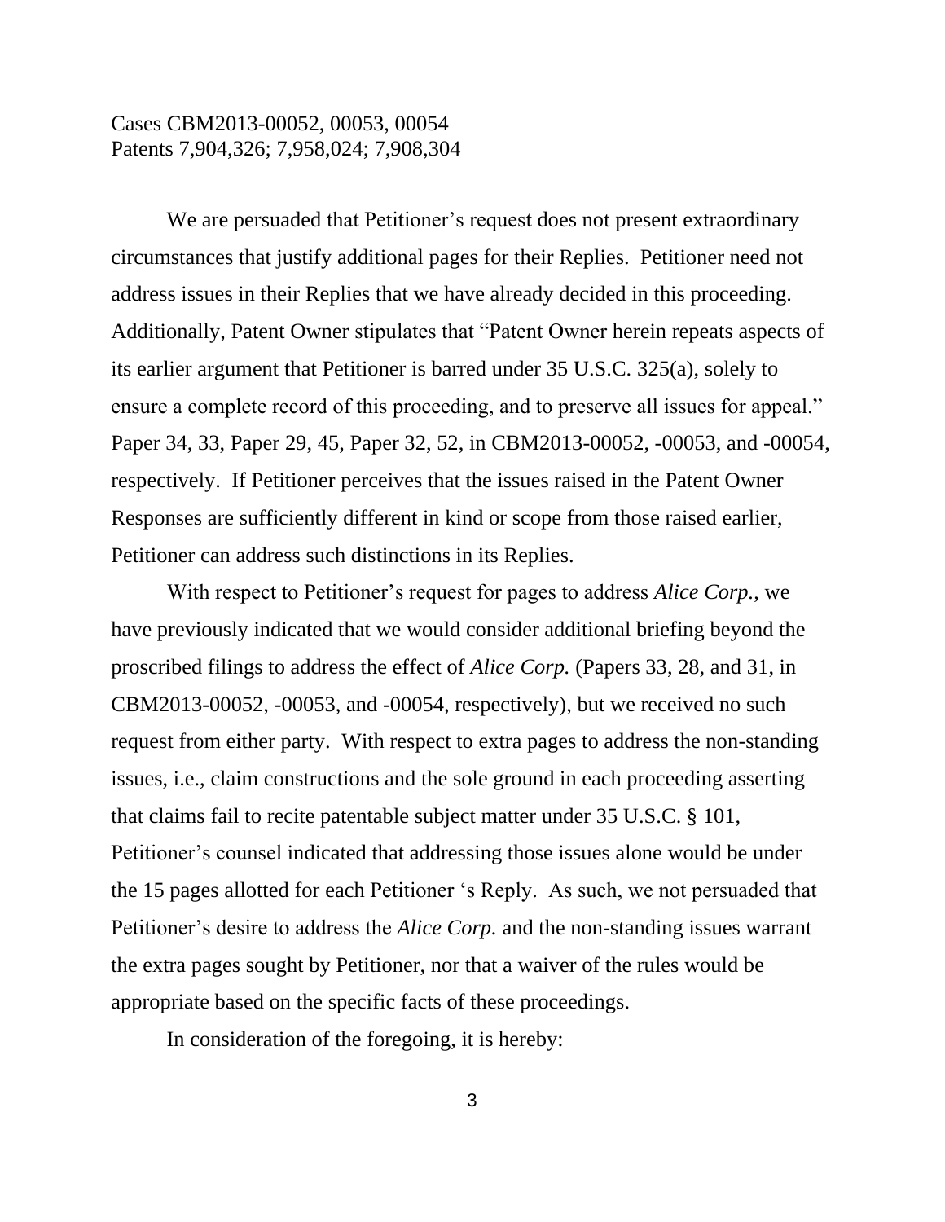We are persuaded that Petitioner's request does not present extraordinary circumstances that justify additional pages for their Replies. Petitioner need not address issues in their Replies that we have already decided in this proceeding. Additionally, Patent Owner stipulates that "Patent Owner herein repeats aspects of its earlier argument that Petitioner is barred under 35 U.S.C. 325(a), solely to ensure a complete record of this proceeding, and to preserve all issues for appeal." Paper 34, 33, Paper 29, 45, Paper 32, 52, in CBM2013-00052, -00053, and -00054, respectively. If Petitioner perceives that the issues raised in the Patent Owner Responses are sufficiently different in kind or scope from those raised earlier, Petitioner can address such distinctions in its Replies.

With respect to Petitioner's request for pages to address *Alice Corp.*, we have previously indicated that we would consider additional briefing beyond the proscribed filings to address the effect of *Alice Corp.* (Papers 33, 28, and 31, in CBM2013-00052, -00053, and -00054, respectively), but we received no such request from either party. With respect to extra pages to address the non-standing issues, i.e., claim constructions and the sole ground in each proceeding asserting that claims fail to recite patentable subject matter under 35 U.S.C. § 101, Petitioner's counsel indicated that addressing those issues alone would be under the 15 pages allotted for each Petitioner 's Reply. As such, we not persuaded that Petitioner's desire to address the *Alice Corp.* and the non-standing issues warrant the extra pages sought by Petitioner, nor that a waiver of the rules would be appropriate based on the specific facts of these proceedings.

In consideration of the foregoing, it is hereby: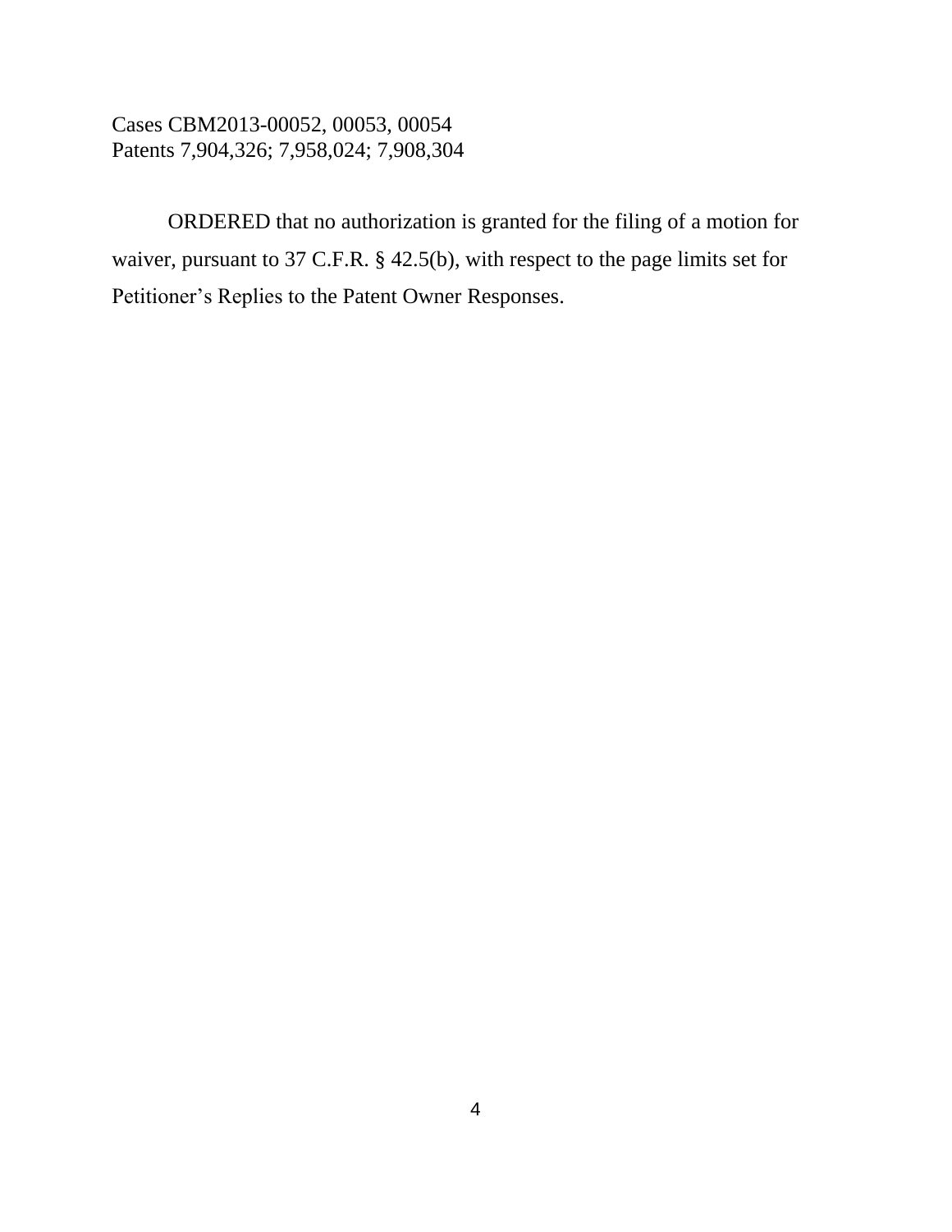ORDERED that no authorization is granted for the filing of a motion for waiver, pursuant to 37 C.F.R. § 42.5(b), with respect to the page limits set for Petitioner's Replies to the Patent Owner Responses.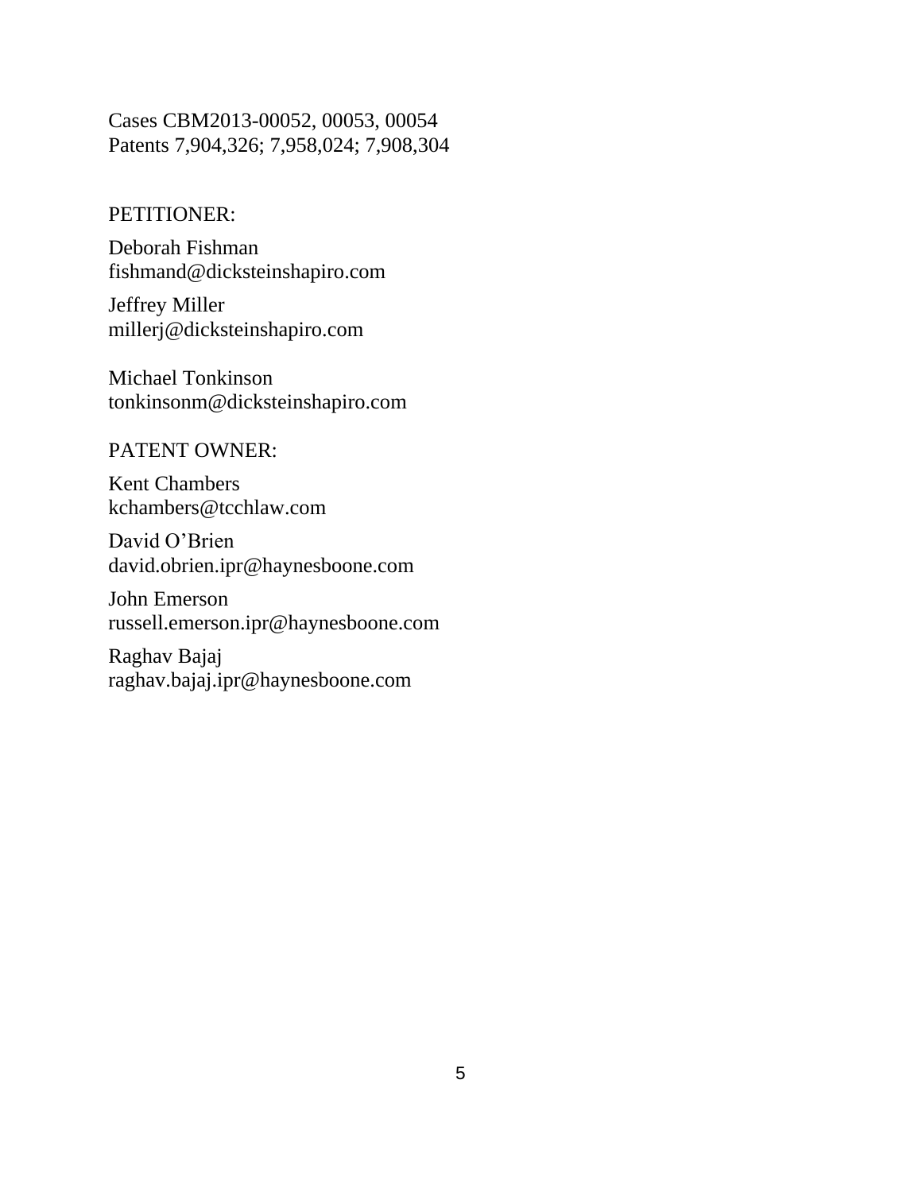Cases CBM2013-00052, 00053, 00054
Patents 7,904,326; 7,958,024; 7,908,304

PETITIONER:

Deborah Fishman
fishmand@dicksteinshapiro.com

Jeffrey Miller
millerj@dicksteinshapiro.com

Michael Tonkinson
tonkinsonm@dicksteinshapiro.com

PATENT OWNER:

Kent Chambers
kchambers@tcchlaw.com

David O'Brien
david.obrien.ipr@haynesboone.com

John Emerson
russell.emerson.ipr@haynesboone.com

Raghav Bajaj
raghav.bajaj.ipr@haynesboone.com